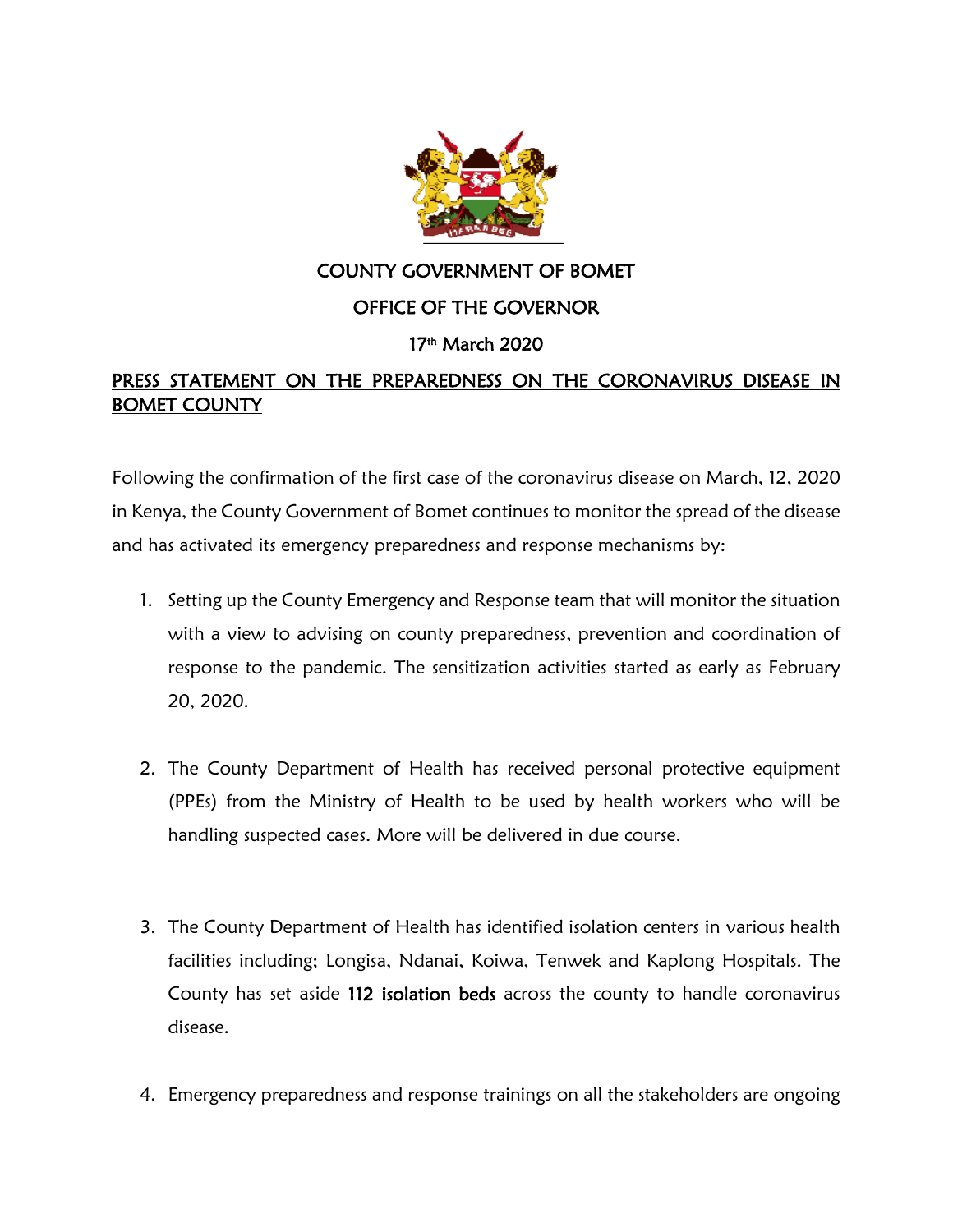COUNTY GOVERNMENT OF BOMET

OFFICE OF THE GOVERNOR

17th March 2020

## PRESS STATEMENT ON THE PREPAREDNESS ON THE CORONAVIRUS DISEASE IN BOMET COUNTY

Following the confirmation of the first case of the coronavirus disease on March, 12, 2020 in Kenya, the County Government of Bomet continues to monitor the spread of the disease and has activated its emergency preparedness and response mechanisms by:

1. Setting up the County Emergency and Response team that will monitor the situation with a view to advising on county preparedness, prevention and coordination of response to the pandemic. The sensitization activities started as early as February 20, 2020.

2. The County Department of Health has received personal protective equipment (PPEs) from the Ministry of Health to be used by health workers who will be handling suspected cases. More will be delivered in due course.

3. The County Department of Health has identified isolation centers in various health facilities including; Longisa, Ndanai, Koiwa, Tenwek and Kaplong Hospitals. The County has set aside **112 isolation beds** across the county to handle coronavirus disease.

4. Emergency preparedness and response trainings on all the stakeholders are ongoing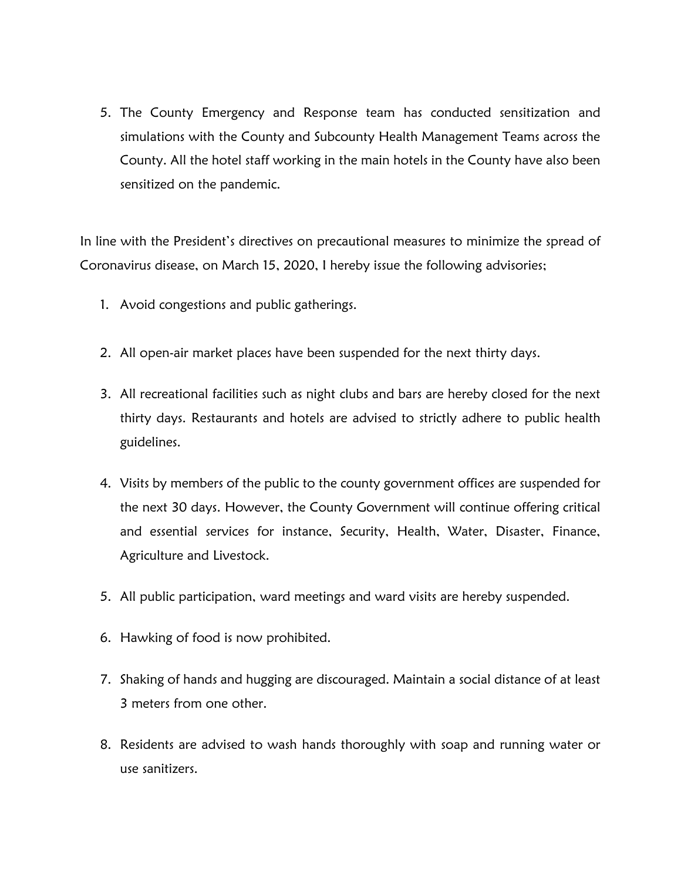5. The County Emergency and Response team has conducted sensitization and simulations with the County and Subcounty Health Management Teams across the County. All the hotel staff working in the main hotels in the County have also been sensitized on the pandemic.

In line with the President's directives on precautional measures to minimize the spread of Coronavirus disease, on March 15, 2020, I hereby issue the following advisories;

1. Avoid congestions and public gatherings.
2. All open-air market places have been suspended for the next thirty days.
3. All recreational facilities such as night clubs and bars are hereby closed for the next thirty days. Restaurants and hotels are advised to strictly adhere to public health guidelines.
4. Visits by members of the public to the county government offices are suspended for the next 30 days. However, the County Government will continue offering critical and essential services for instance, Security, Health, Water, Disaster, Finance, Agriculture and Livestock.
5. All public participation, ward meetings and ward visits are hereby suspended.
6. Hawking of food is now prohibited.
7. Shaking of hands and hugging are discouraged. Maintain a social distance of at least 3 meters from one other.
8. Residents are advised to wash hands thoroughly with soap and running water or use sanitizers.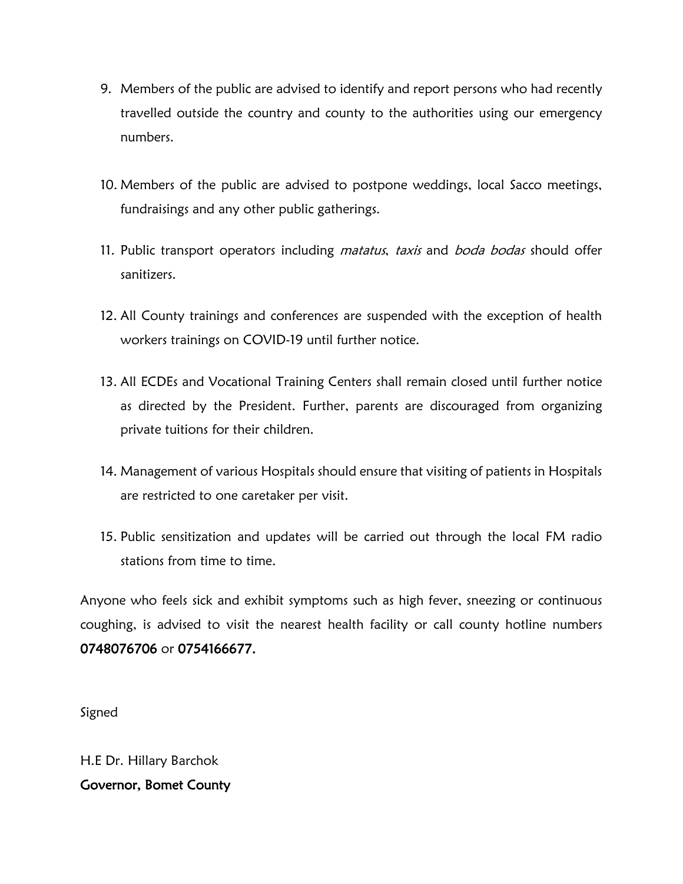9. Members of the public are advised to identify and report persons who had recently travelled outside the country and county to the authorities using our emergency numbers.

10. Members of the public are advised to postpone weddings, local Sacco meetings, fundraisings and any other public gatherings.

11. Public transport operators including *matatus*, *taxis* and *boda bodas* should offer sanitizers.

12. All County trainings and conferences are suspended with the exception of health workers trainings on COVID-19 until further notice.

13. All ECDEs and Vocational Training Centers shall remain closed until further notice as directed by the President. Further, parents are discouraged from organizing private tuitions for their children.

14. Management of various Hospitals should ensure that visiting of patients in Hospitals are restricted to one caretaker per visit.

15. Public sensitization and updates will be carried out through the local FM radio stations from time to time.

Anyone who feels sick and exhibit symptoms such as high fever, sneezing or continuous coughing, is advised to visit the nearest health facility or call county hotline numbers **0748076706** or **0754166677.**

Signed

H.E Dr. Hillary Barchok

**Governor, Bomet County**